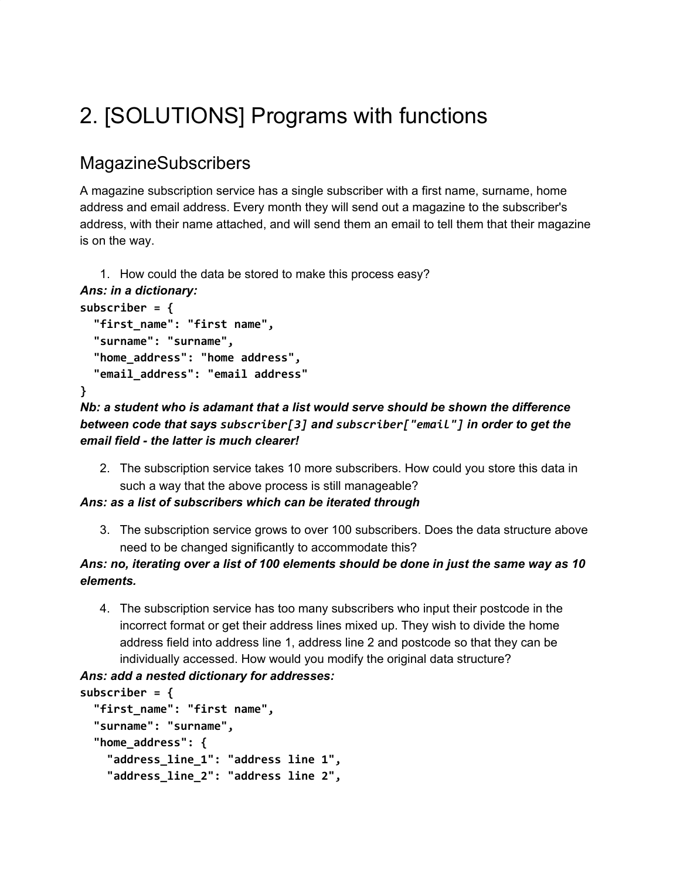# 2. [SOLUTIONS] Programs with functions

## MagazineSubscribers

A magazine subscription service has a single subscriber with a first name, surname, home address and email address. Every month they will send out a magazine to the subscriber's address, with their name attached, and will send them an email to tell them that their magazine is on the way.

1. How could the data be stored to make this process easy?

***Ans: in a dictionary:***

```
subscriber = {
  "first_name": "first name",
  "surname": "surname",
  "home_address": "home address",
  "email_address": "email address"
}
```

***Nb: a student who is adamant that a list would serve should be shown the difference between code that says `subscriber[3]` and `subscriber["email"]` in order to get the email field - the latter is much clearer!***

2. The subscription service takes 10 more subscribers. How could you store this data in such a way that the above process is still manageable?

***Ans: as a list of subscribers which can be iterated through***

3. The subscription service grows to over 100 subscribers. Does the data structure above need to be changed significantly to accommodate this?

***Ans: no, iterating over a list of 100 elements should be done in just the same way as 10 elements.***

4. The subscription service has too many subscribers who input their postcode in the incorrect format or get their address lines mixed up. They wish to divide the home address field into address line 1, address line 2 and postcode so that they can be individually accessed. How would you modify the original data structure?

***Ans: add a nested dictionary for addresses:***

```
subscriber = {
  "first_name": "first name",
  "surname": "surname",
  "home_address": {
    "address_line_1": "address line 1",
    "address_line_2": "address line 2",
```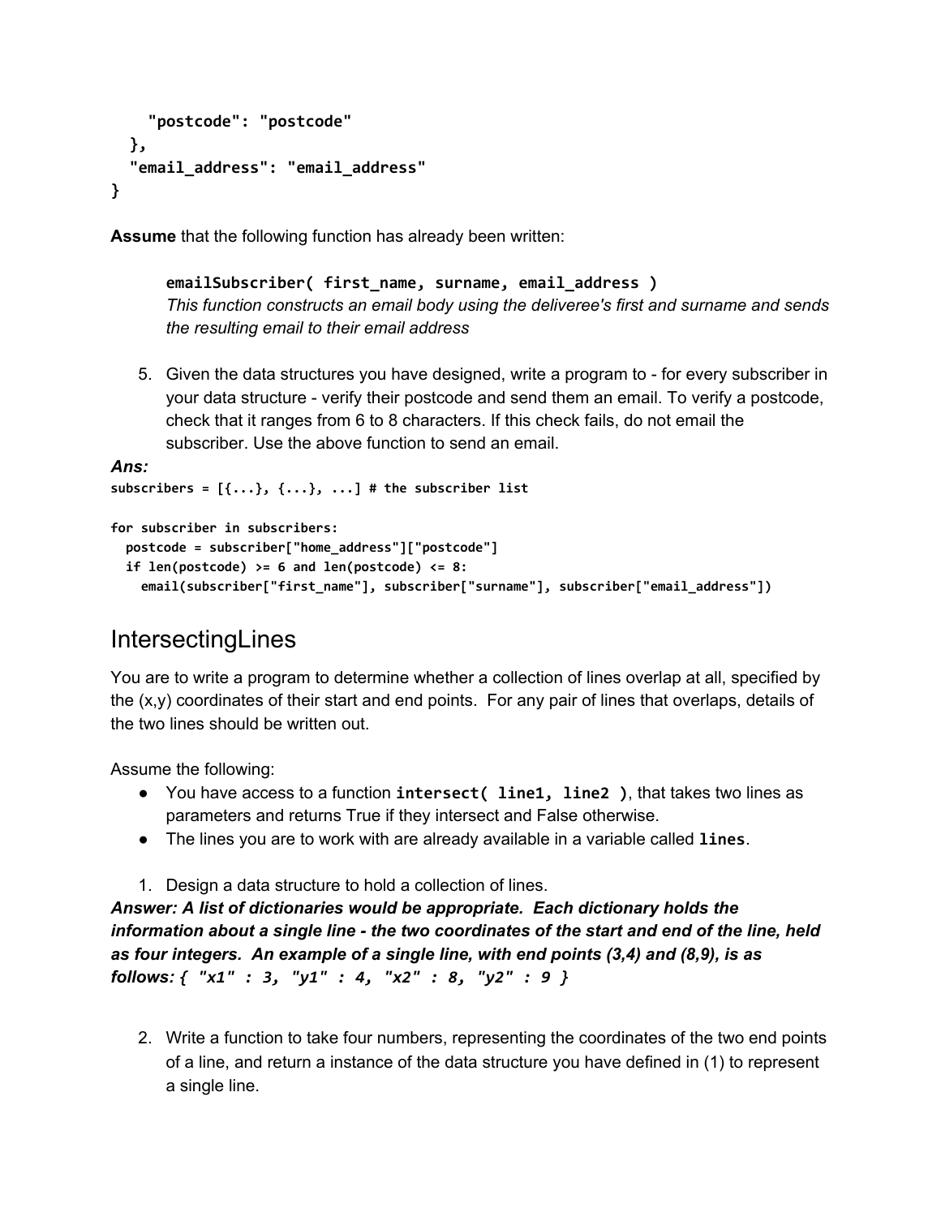```
    "postcode": "postcode"
  },
  "email_address": "email_address"
}
```

**Assume** that the following function has already been written:

> **`emailSubscriber( first_name, surname, email_address )`**
> *This function constructs an email body using the deliveree's first and surname and sends the resulting email to their email address*

5. Given the data structures you have designed, write a program to - for every subscriber in your data structure - verify their postcode and send them an email. To verify a postcode, check that it ranges from 6 to 8 characters. If this check fails, do not email the subscriber. Use the above function to send an email.

***Ans:***

```
subscribers = [{...}, {...}, ...] # the subscriber list

for subscriber in subscribers:
  postcode = subscriber["home_address"]["postcode"]
  if len(postcode) >= 6 and len(postcode) <= 8:
    email(subscriber["first_name"], subscriber["surname"], subscriber["email_address"])
```

## IntersectingLines

You are to write a program to determine whether a collection of lines overlap at all, specified by the (x,y) coordinates of their start and end points. For any pair of lines that overlaps, details of the two lines should be written out.

Assume the following:

- You have access to a function **`intersect( line1, line2 )`**, that takes two lines as parameters and returns True if they intersect and False otherwise.
- The lines you are to work with are already available in a variable called **`lines`**.

1. Design a data structure to hold a collection of lines.

***Answer: A list of dictionaries would be appropriate. Each dictionary holds the information about a single line - the two coordinates of the start and end of the line, held as four integers. An example of a single line, with end points (3,4) and (8,9), is as follows:*** ***`{ "x1" : 3, "y1" : 4, "x2" : 8, "y2" : 9 }`***

2. Write a function to take four numbers, representing the coordinates of the two end points of a line, and return a instance of the data structure you have defined in (1) to represent a single line.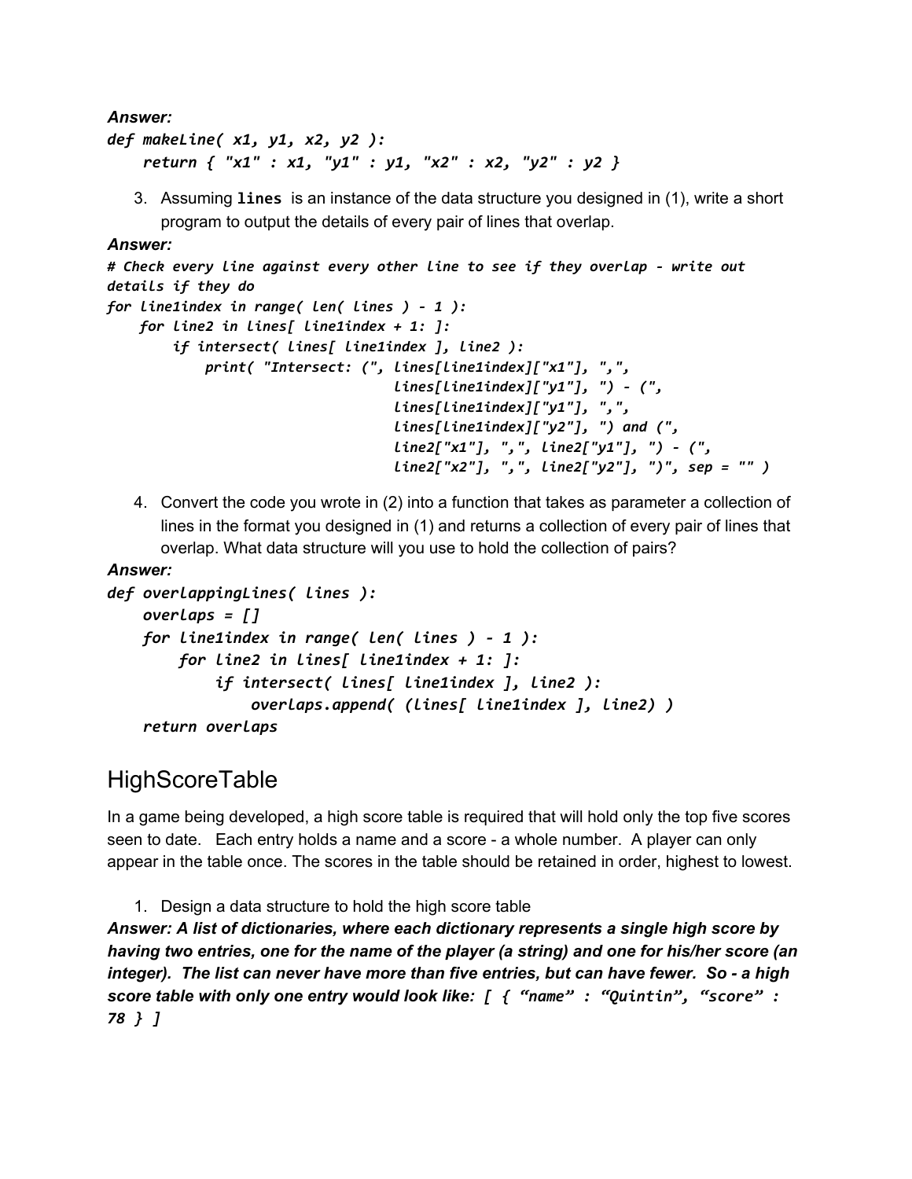***Answer:***

```
def makeLine( x1, y1, x2, y2 ):
    return { "x1" : x1, "y1" : y1, "x2" : x2, "y2" : y2 }
```

3. Assuming **`lines`** is an instance of the data structure you designed in (1), write a short program to output the details of every pair of lines that overlap.

***Answer:***

```
# Check every line against every other line to see if they overlap - write out details if they do
for line1index in range( len( lines ) - 1 ):
    for line2 in lines[ line1index + 1: ]:
        if intersect( lines[ line1index ], line2 ):
            print( "Intersect: (", lines[line1index]["x1"], ",",
                                   lines[line1index]["y1"], ") - (",
                                   lines[line1index]["y1"], ",",
                                   lines[line1index]["y2"], ") and (",
                                   line2["x1"], ",", line2["y1"], ") - (",
                                   line2["x2"], ",", line2["y2"], ")", sep = "" )
```

4. Convert the code you wrote in (2) into a function that takes as parameter a collection of lines in the format you designed in (1) and returns a collection of every pair of lines that overlap. What data structure will you use to hold the collection of pairs?

***Answer:***

```
def overlappingLines( lines ):
    overlaps = []
    for line1index in range( len( lines ) - 1 ):
        for line2 in lines[ line1index + 1: ]:
            if intersect( lines[ line1index ], line2 ):
                overlaps.append( (lines[ line1index ], line2) )
    return overlaps
```

## HighScoreTable

In a game being developed, a high score table is required that will hold only the top five scores seen to date. Each entry holds a name and a score - a whole number. A player can only appear in the table once. The scores in the table should be retained in order, highest to lowest.

1. Design a data structure to hold the high score table

***Answer: A list of dictionaries, where each dictionary represents a single high score by having two entries, one for the name of the player (a string) and one for his/her score (an integer). The list can never have more than five entries, but can have fewer. So - a high score table with only one entry would look like: `[ { "name" : "Quintin", "score" : 78 } ]`***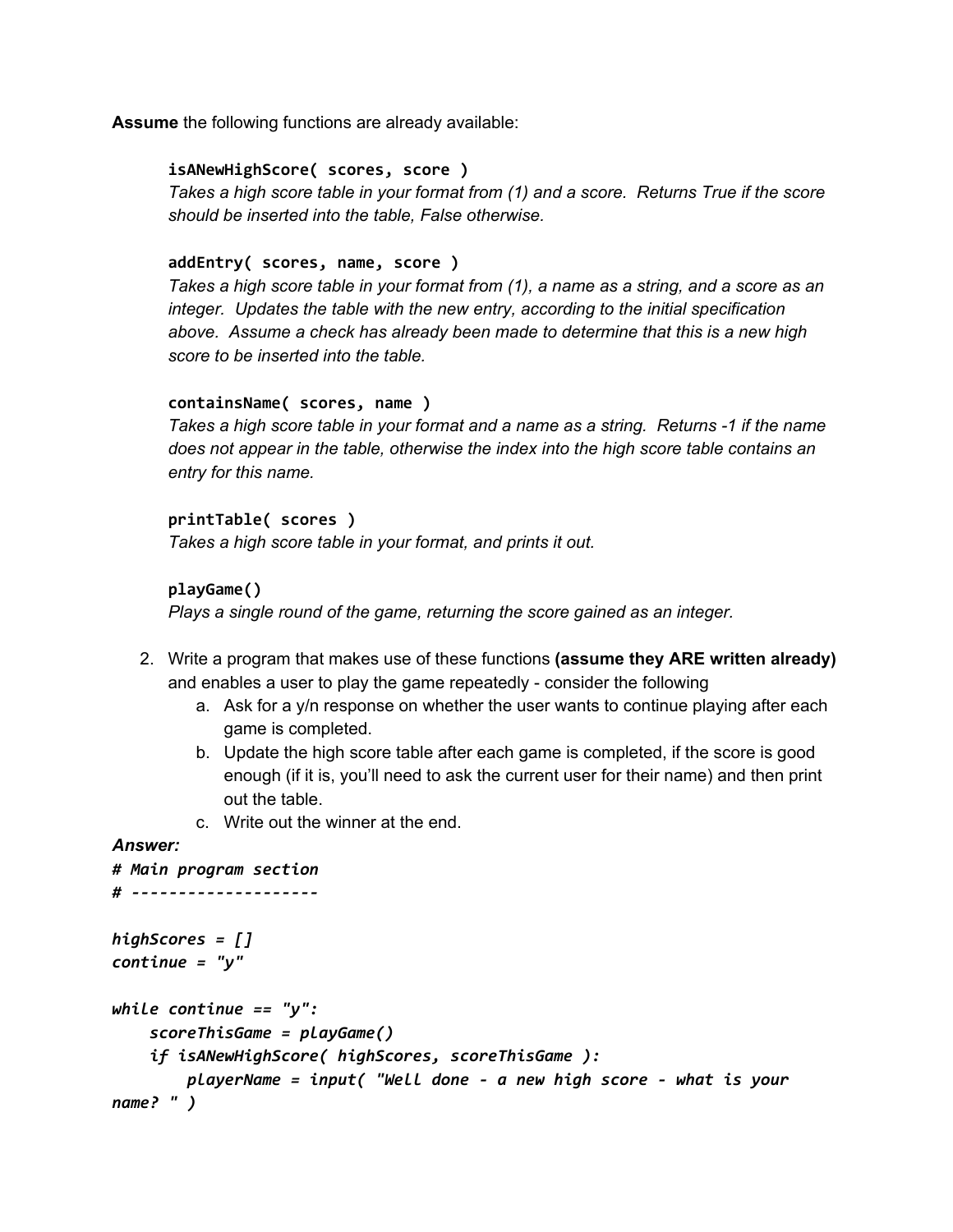**Assume** the following functions are already available:

**`isANewHighScore( scores, score )`**
*Takes a high score table in your format from (1) and a score. Returns True if the score should be inserted into the table, False otherwise.*

**`addEntry( scores, name, score )`**
*Takes a high score table in your format from (1), a name as a string, and a score as an integer. Updates the table with the new entry, according to the initial specification above. Assume a check has already been made to determine that this is a new high score to be inserted into the table.*

**`containsName( scores, name )`**
*Takes a high score table in your format and a name as a string. Returns -1 if the name does not appear in the table, otherwise the index into the high score table contains an entry for this name.*

**`printTable( scores )`**
*Takes a high score table in your format, and prints it out.*

**`playGame()`**
*Plays a single round of the game, returning the score gained as an integer.*

2. Write a program that makes use of these functions **(assume they ARE written already)** and enables a user to play the game repeatedly - consider the following
    a. Ask for a y/n response on whether the user wants to continue playing after each game is completed.
    b. Update the high score table after each game is completed, if the score is good enough (if it is, you'll need to ask the current user for their name) and then print out the table.
    c. Write out the winner at the end.

***Answer:***

```
# Main program section
# --------------------

highScores = []
continue = "y"

while continue == "y":
    scoreThisGame = playGame()
    if isANewHighScore( highScores, scoreThisGame ):
        playerName = input( "Well done - a new high score - what is your name? " )
```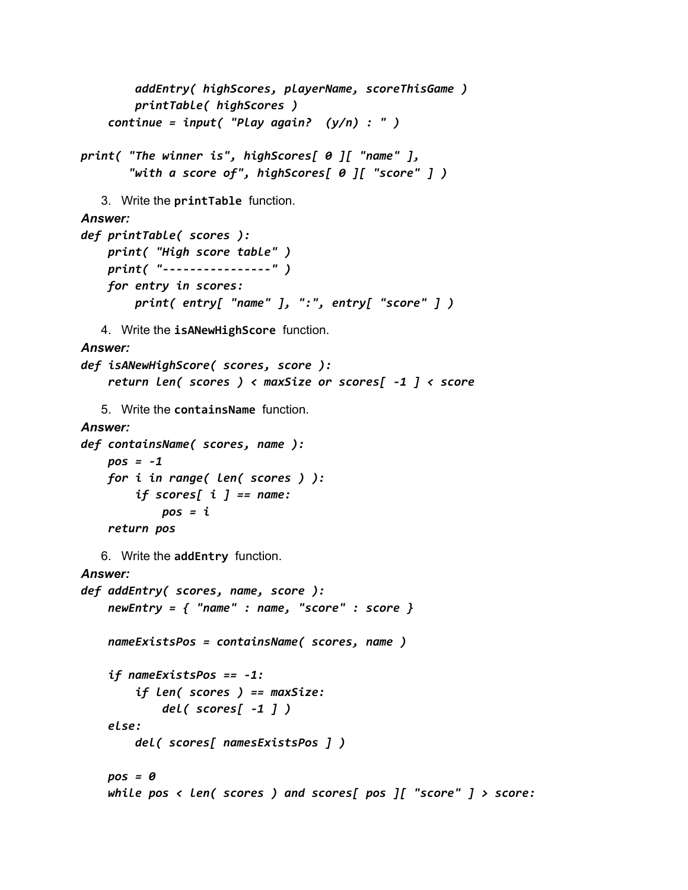```
        addEntry( highScores, playerName, scoreThisGame )
        printTable( highScores )
    continue = input( "Play again?  (y/n) : " )

print( "The winner is", highScores[ 0 ][ "name" ],
       "with a score of", highScores[ 0 ][ "score" ] )
```

3. Write the **printTable** function.

***Answer:***

```
def printTable( scores ):
    print( "High score table" )
    print( "----------------" )
    for entry in scores:
        print( entry[ "name" ], ":", entry[ "score" ] )
```

4. Write the **isANewHighScore** function.

***Answer:***

```
def isANewHighScore( scores, score ):
    return len( scores ) < maxSize or scores[ -1 ] < score
```

5. Write the **containsName** function.

***Answer:***

```
def containsName( scores, name ):
    pos = -1
    for i in range( len( scores ) ):
        if scores[ i ] == name:
            pos = i
    return pos
```

6. Write the **addEntry** function.

***Answer:***

```
def addEntry( scores, name, score ):
    newEntry = { "name" : name, "score" : score }

    nameExistsPos = containsName( scores, name )

    if nameExistsPos == -1:
        if len( scores ) == maxSize:
            del( scores[ -1 ] )
    else:
        del( scores[ namesExistsPos ] )

    pos = 0
    while pos < len( scores ) and scores[ pos ][ "score" ] > score:
```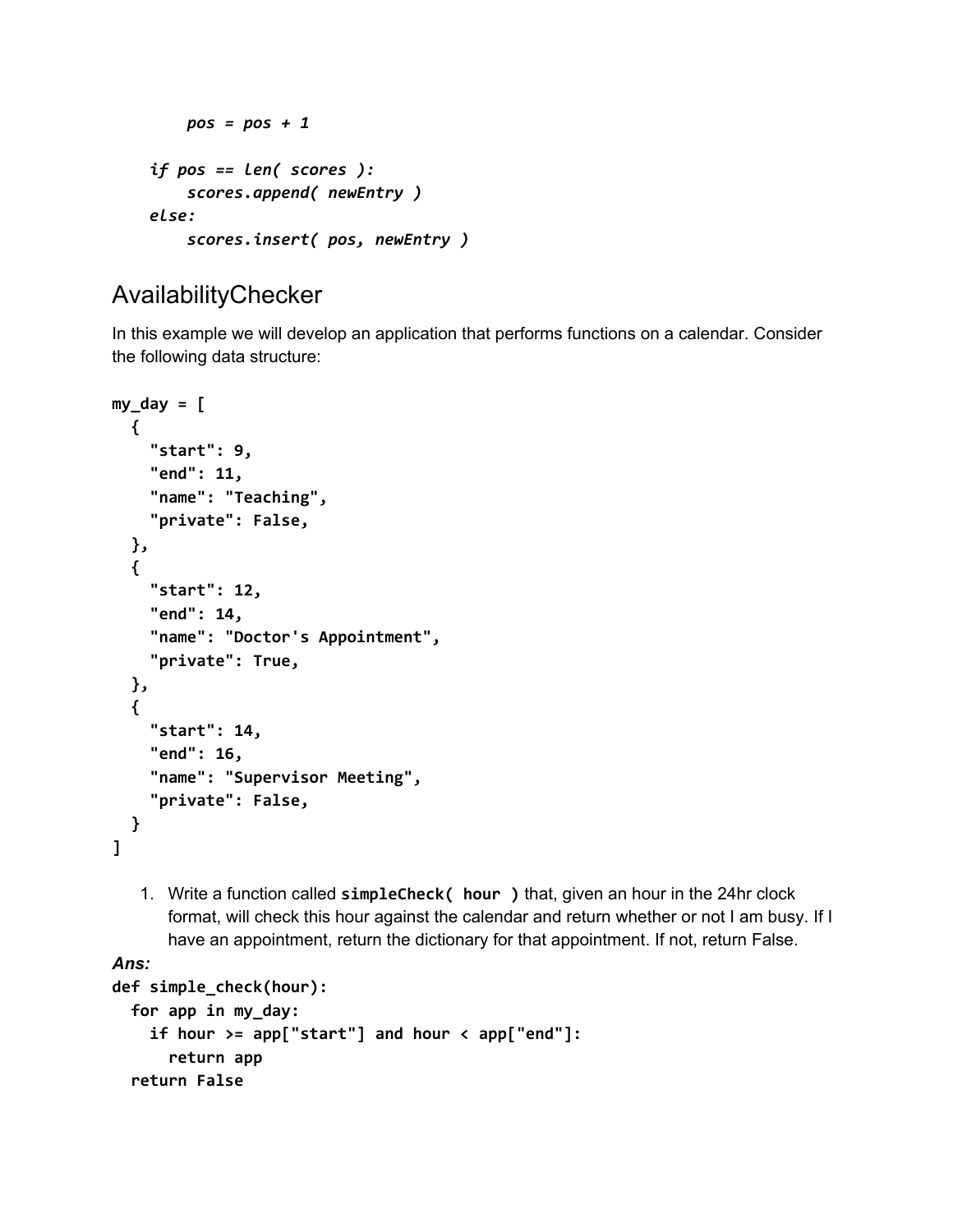```
        pos = pos + 1

    if pos == len( scores ):
        scores.append( newEntry )
    else:
        scores.insert( pos, newEntry )
```

## AvailabilityChecker

In this example we will develop an application that performs functions on a calendar. Consider the following data structure:

```
my_day = [
  {
    "start": 9,
    "end": 11,
    "name": "Teaching",
    "private": False,
  },
  {
    "start": 12,
    "end": 14,
    "name": "Doctor's Appointment",
    "private": True,
  },
  {
    "start": 14,
    "end": 16,
    "name": "Supervisor Meeting",
    "private": False,
  }
]
```

1. Write a function called **`simpleCheck( hour )`** that, given an hour in the 24hr clock format, will check this hour against the calendar and return whether or not I am busy. If I have an appointment, return the dictionary for that appointment. If not, return False.

***Ans:***

```
def simple_check(hour):
  for app in my_day:
    if hour >= app["start"] and hour < app["end"]:
      return app
  return False
```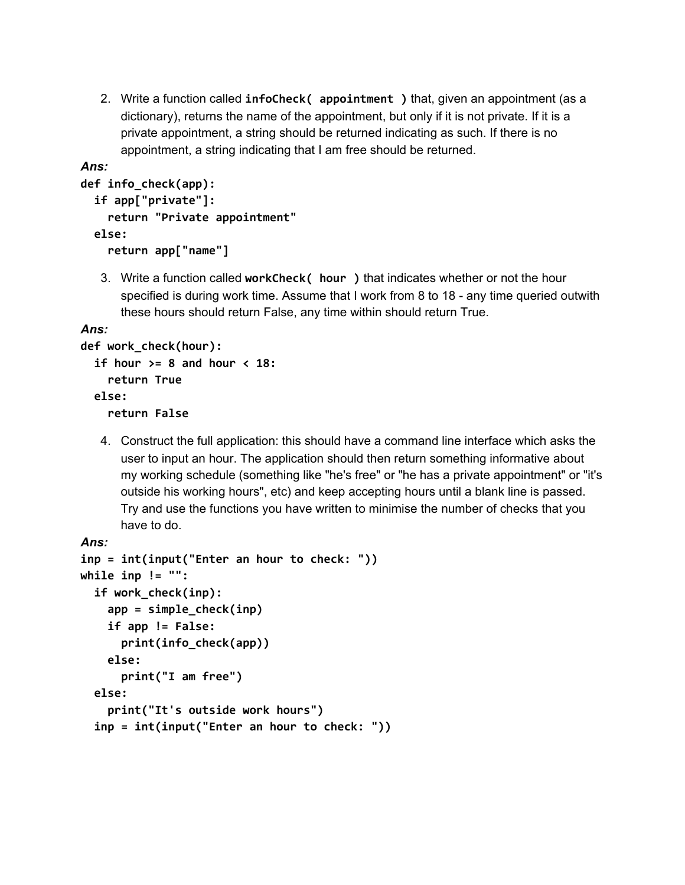2. Write a function called **`infoCheck( appointment )`** that, given an appointment (as a dictionary), returns the name of the appointment, but only if it is not private. If it is a private appointment, a string should be returned indicating as such. If there is no appointment, a string indicating that I am free should be returned.

***Ans:***

```
def info_check(app):
  if app["private"]:
    return "Private appointment"
  else:
    return app["name"]
```

3. Write a function called **`workCheck( hour )`** that indicates whether or not the hour specified is during work time. Assume that I work from 8 to 18 - any time queried outwith these hours should return False, any time within should return True.

***Ans:***

```
def work_check(hour):
  if hour >= 8 and hour < 18:
    return True
  else:
    return False
```

4. Construct the full application: this should have a command line interface which asks the user to input an hour. The application should then return something informative about my working schedule (something like "he's free" or "he has a private appointment" or "it's outside his working hours", etc) and keep accepting hours until a blank line is passed. Try and use the functions you have written to minimise the number of checks that you have to do.

***Ans:***

```
inp = int(input("Enter an hour to check: "))
while inp != "":
  if work_check(inp):
    app = simple_check(inp)
    if app != False:
      print(info_check(app))
    else:
      print("I am free")
  else:
    print("It's outside work hours")
  inp = int(input("Enter an hour to check: "))
```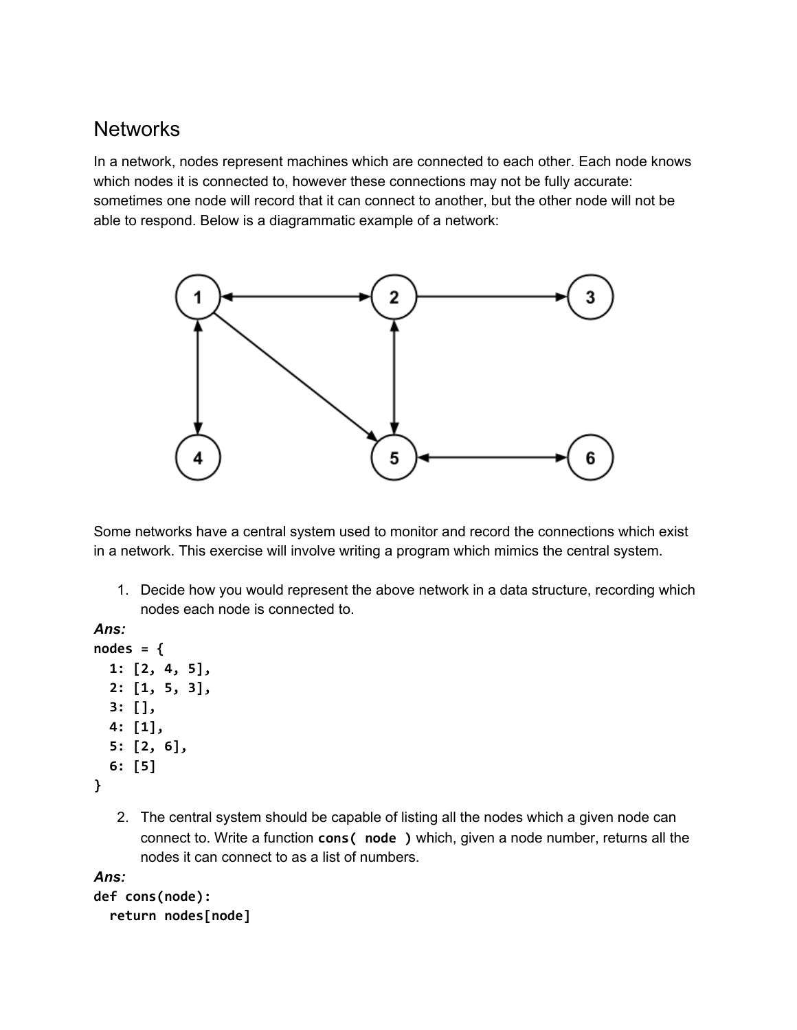## Networks

In a network, nodes represent machines which are connected to each other. Each node knows which nodes it is connected to, however these connections may not be fully accurate: sometimes one node will record that it can connect to another, but the other node will not be able to respond. Below is a diagrammatic example of a network:

Some networks have a central system used to monitor and record the connections which exist in a network. This exercise will involve writing a program which mimics the central system.

1. Decide how you would represent the above network in a data structure, recording which nodes each node is connected to.

***Ans:***

```
nodes = {
  1: [2, 4, 5],
  2: [1, 5, 3],
  3: [],
  4: [1],
  5: [2, 6],
  6: [5]
}
```

2. The central system should be capable of listing all the nodes which a given node can connect to. Write a function **`cons( node )`** which, given a node number, returns all the nodes it can connect to as a list of numbers.

***Ans:***

```
def cons(node):
  return nodes[node]
```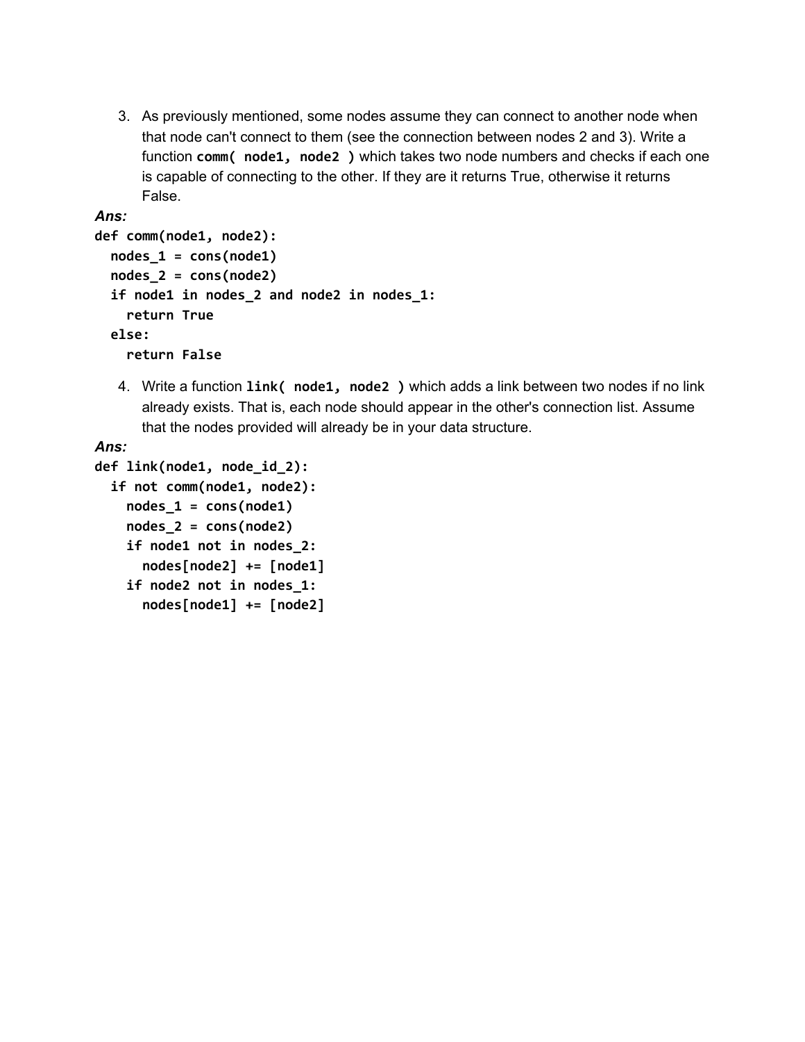3. As previously mentioned, some nodes assume they can connect to another node when that node can't connect to them (see the connection between nodes 2 and 3). Write a function **comm( node1, node2 )** which takes two node numbers and checks if each one is capable of connecting to the other. If they are it returns True, otherwise it returns False.

***Ans:***

```
def comm(node1, node2):
  nodes_1 = cons(node1)
  nodes_2 = cons(node2)
  if node1 in nodes_2 and node2 in nodes_1:
    return True
  else:
    return False
```

4. Write a function **link( node1, node2 )** which adds a link between two nodes if no link already exists. That is, each node should appear in the other's connection list. Assume that the nodes provided will already be in your data structure.

***Ans:***

```
def link(node1, node_id_2):
  if not comm(node1, node2):
    nodes_1 = cons(node1)
    nodes_2 = cons(node2)
    if node1 not in nodes_2:
      nodes[node2] += [node1]
    if node2 not in nodes_1:
      nodes[node1] += [node2]
```